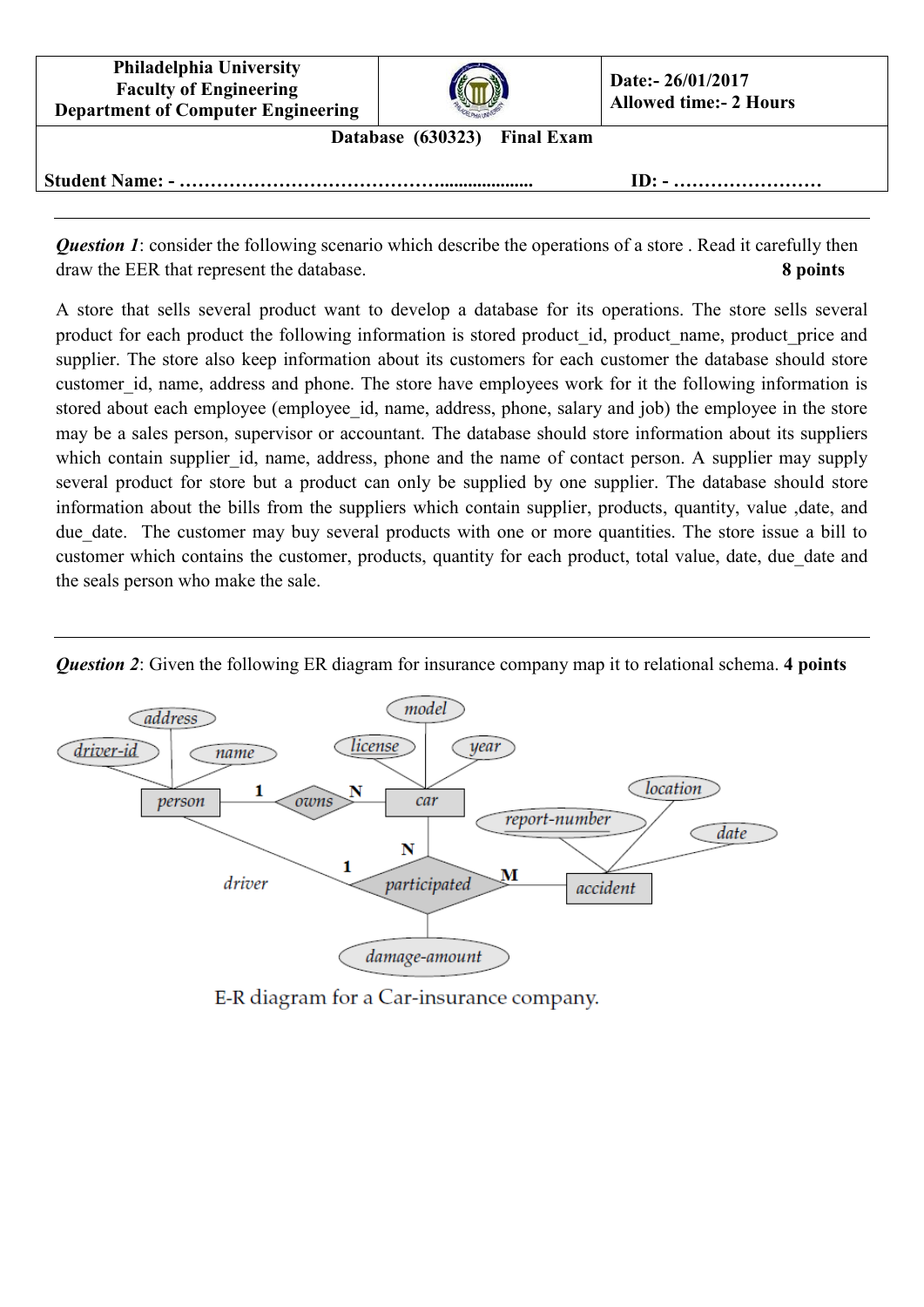| Philadelphia University<br>Faculty of Engineering<br>Department of Computer Engineering | | Date:- 26/01/2017<br>Allowed time:- 2 Hours |
|---|---|---|

**Database (630323) Final Exam**

**Student Name: - ……………………………………………………** **ID: - ……………………**

---

***Question 1***: consider the following scenario which describe the operations of a store . Read it carefully then draw the EER that represent the database. **8 points**

A store that sells several product want to develop a database for its operations. The store sells several product for each product the following information is stored product_id, product_name, product_price and supplier. The store also keep information about its customers for each customer the database should store customer_id, name, address and phone. The store have employees work for it the following information is stored about each employee (employee_id, name, address, phone, salary and job) the employee in the store may be a sales person, supervisor or accountant. The database should store information about its suppliers which contain supplier_id, name, address, phone and the name of contact person. A supplier may supply several product for store but a product can only be supplied by one supplier. The database should store information about the bills from the suppliers which contain supplier, products, quantity, value ,date, and due_date. The customer may buy several products with one or more quantities. The store issue a bill to customer which contains the customer, products, quantity for each product, total value, date, due_date and the seals person who make the sale.

---

***Question 2***: Given the following ER diagram for insurance company map it to relational schema. **4 points**

E-R diagram for a Car-insurance company.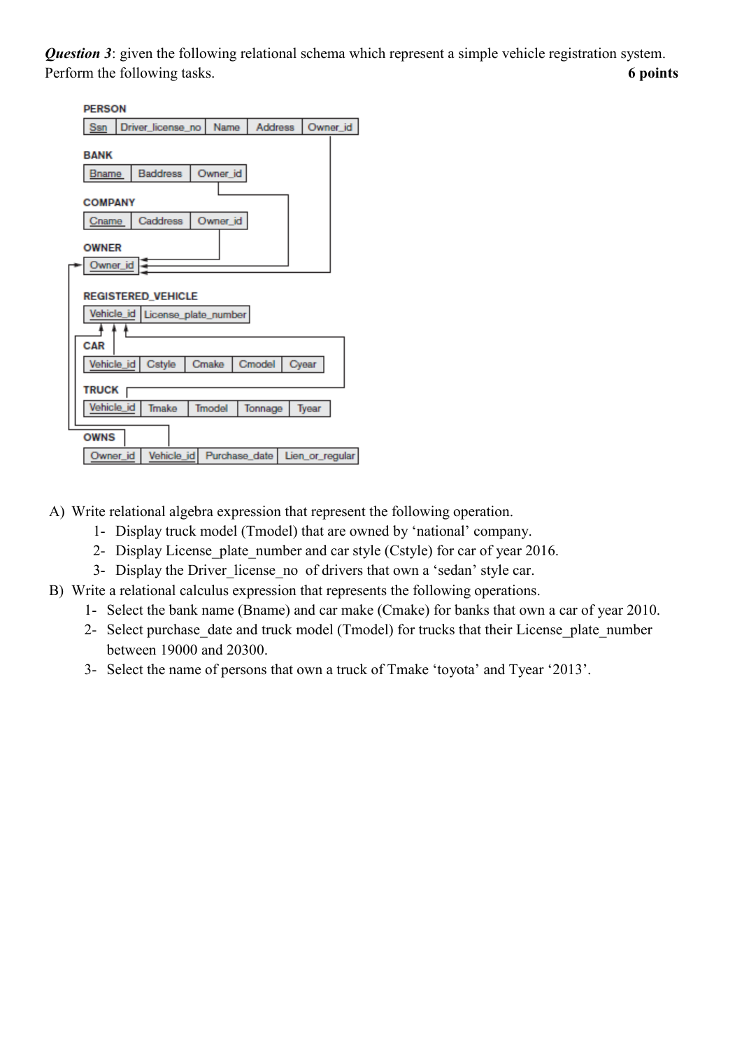***Question 3***: given the following relational schema which represent a simple vehicle registration system. Perform the following tasks. **6 points**

**PERSON**

| Ssn | Driver_license_no | Name | Address | Owner_id |
|---|---|---|---|---|

**BANK**

| Bname | Baddress | Owner_id |
|---|---|---|

**COMPANY**

| Cname | Caddress | Owner_id |
|---|---|---|

**OWNER**

| Owner_id |
|---|

**REGISTERED_VEHICLE**

| Vehicle_id | License_plate_number |
|---|---|

**CAR**

| Vehicle_id | Cstyle | Cmake | Cmodel | Cyear |
|---|---|---|---|---|

**TRUCK**

| Vehicle_id | Tmake | Tmodel | Tonnage | Tyear |
|---|---|---|---|---|

**OWNS**

| Owner_id | Vehicle_id | Purchase_date | Lien_or_regular |
|---|---|---|---|

A) Write relational algebra expression that represent the following operation.
   1- Display truck model (Tmodel) that are owned by 'national' company.
   2- Display License_plate_number and car style (Cstyle) for car of year 2016.
   3- Display the Driver_license_no of drivers that own a 'sedan' style car.

B) Write a relational calculus expression that represents the following operations.
   1- Select the bank name (Bname) and car make (Cmake) for banks that own a car of year 2010.
   2- Select purchase_date and truck model (Tmodel) for trucks that their License_plate_number between 19000 and 20300.
   3- Select the name of persons that own a truck of Tmake 'toyota' and Tyear '2013'.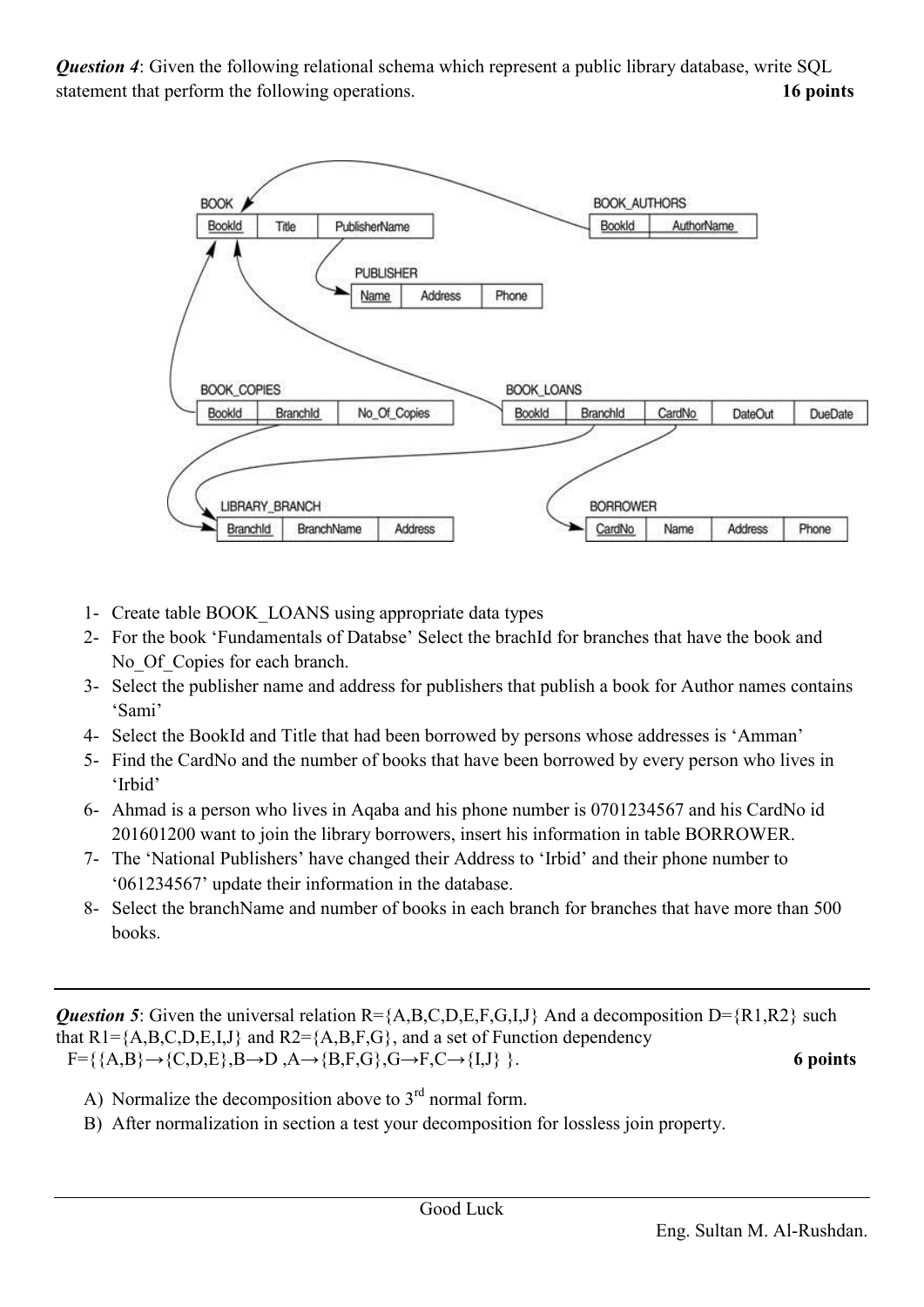***Question 4***: Given the following relational schema which represent a public library database, write SQL statement that perform the following operations. **16 points**

BOOK
BookId | Title | PublisherName

BOOK_AUTHORS
BookId | AuthorName

PUBLISHER
Name | Address | Phone

BOOK_COPIES
BookId | BranchId | No_Of_Copies

BOOK_LOANS
BookId | BranchId | CardNo | DateOut | DueDate

LIBRARY_BRANCH
BranchId | BranchName | Address

BORROWER
CardNo | Name | Address | Phone

1- Create table BOOK_LOANS using appropriate data types
2- For the book 'Fundamentals of Databse' Select the brachId for branches that have the book and No_Of_Copies for each branch.
3- Select the publisher name and address for publishers that publish a book for Author names contains 'Sami'
4- Select the BookId and Title that had been borrowed by persons whose addresses is 'Amman'
5- Find the CardNo and the number of books that have been borrowed by every person who lives in 'Irbid'
6- Ahmad is a person who lives in Aqaba and his phone number is 0701234567 and his CardNo id 201601200 want to join the library borrowers, insert his information in table BORROWER.
7- The 'National Publishers' have changed their Address to 'Irbid' and their phone number to '061234567' update their information in the database.
8- Select the branchName and number of books in each branch for branches that have more than 500 books.

---

***Question 5***: Given the universal relation R={A,B,C,D,E,F,G,I,J} And a decomposition D={R1,R2} such that R1={A,B,C,D,E,I,J} and R2={A,B,F,G}, and a set of Function dependency F={{A,B}→{C,D,E},B→D ,A→{B,F,G},G→F,C→{I,J} }. **6 points**

A) Normalize the decomposition above to 3rd normal form.
B) After normalization in section a test your decomposition for lossless join property.

---

Good Luck

Eng. Sultan M. Al-Rushdan.